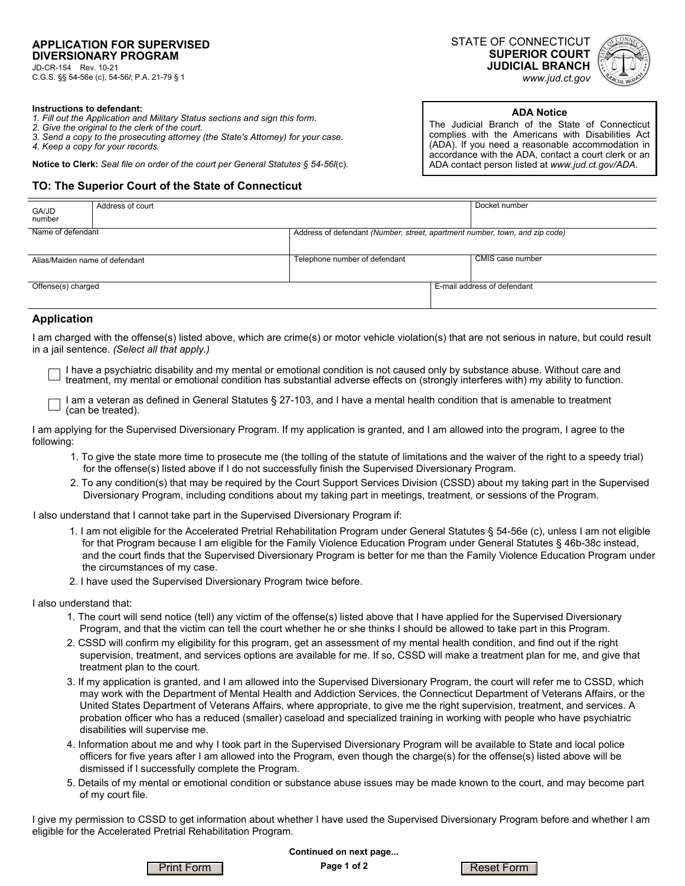**APPLICATION FOR SUPERVISED DIVERSIONARY PROGRAM**
JD-CR-154 Rev. 10-21
C.G.S. §§ 54-56e (c), 54-56*l*; P.A. 21-79 § 1

STATE OF CONNECTICUT
**SUPERIOR COURT**
**JUDICIAL BRANCH**
*www.jud.ct.gov*

**Instructions to defendant:**
*1. Fill out the Application and Military Status sections and sign this form.*
*2. Give the original to the clerk of the court.*
*3. Send a copy to the prosecuting attorney (the State's Attorney) for your case.*
*4. Keep a copy for your records.*

**Notice to Clerk:** *Seal file on order of the court per General Statutes § 54-56l(c).*

**ADA Notice**
The Judicial Branch of the State of Connecticut complies with the Americans with Disabilities Act (ADA). If you need a reasonable accommodation in accordance with the ADA, contact a court clerk or an ADA contact person listed at *www.jud.ct.gov/ADA.*

## TO: The Superior Court of the State of Connecticut

| GA/JD number | Address of court | Docket number |
|---|---|---|
| Name of defendant | Address of defendant *(Number, street, apartment number, town, and zip code)* | |
| Alias/Maiden name of defendant | Telephone number of defendant | CMIS case number |
| Offense(s) charged | E-mail address of defendant | |

## Application

I am charged with the offense(s) listed above, which are crime(s) or motor vehicle violation(s) that are not serious in nature, but could result in a jail sentence. *(Select all that apply.)*

☐ I have a psychiatric disability and my mental or emotional condition is not caused only by substance abuse. Without care and treatment, my mental or emotional condition has substantial adverse effects on (strongly interferes with) my ability to function.

☐ I am a veteran as defined in General Statutes § 27-103, and I have a mental health condition that is amenable to treatment (can be treated).

I am applying for the Supervised Diversionary Program. If my application is granted, and I am allowed into the program, I agree to the following:

1. To give the state more time to prosecute me (the tolling of the statute of limitations and the waiver of the right to a speedy trial) for the offense(s) listed above if I do not successfully finish the Supervised Diversionary Program.
2. To any condition(s) that may be required by the Court Support Services Division (CSSD) about my taking part in the Supervised Diversionary Program, including conditions about my taking part in meetings, treatment, or sessions of the Program.

I also understand that I cannot take part in the Supervised Diversionary Program if:

1. I am not eligible for the Accelerated Pretrial Rehabilitation Program under General Statutes § 54-56e (c), unless I am not eligible for that Program because I am eligible for the Family Violence Education Program under General Statutes § 46b-38c instead, and the court finds that the Supervised Diversionary Program is better for me than the Family Violence Education Program under the circumstances of my case.
2. I have used the Supervised Diversionary Program twice before.

I also understand that:

1. The court will send notice (tell) any victim of the offense(s) listed above that I have applied for the Supervised Diversionary Program, and that the victim can tell the court whether he or she thinks I should be allowed to take part in this Program.
2. CSSD will confirm my eligibility for this program, get an assessment of my mental health condition, and find out if the right supervision, treatment, and services options are available for me. If so, CSSD will make a treatment plan for me, and give that treatment plan to the court.
3. If my application is granted, and I am allowed into the Supervised Diversionary Program, the court will refer me to CSSD, which may work with the Department of Mental Health and Addiction Services, the Connecticut Department of Veterans Affairs, or the United States Department of Veterans Affairs, where appropriate, to give me the right supervision, treatment, and services. A probation officer who has a reduced (smaller) caseload and specialized training in working with people who have psychiatric disabilities will supervise me.
4. Information about me and why I took part in the Supervised Diversionary Program will be available to State and local police officers for five years after I am allowed into the Program, even though the charge(s) for the offense(s) listed above will be dismissed if I successfully complete the Program.
5. Details of my mental or emotional condition or substance abuse issues may be made known to the court, and may become part of my court file.

I give my permission to CSSD to get information about whether I have used the Supervised Diversionary Program before and whether I am eligible for the Accelerated Pretrial Rehabilitation Program.

**Continued on next page...**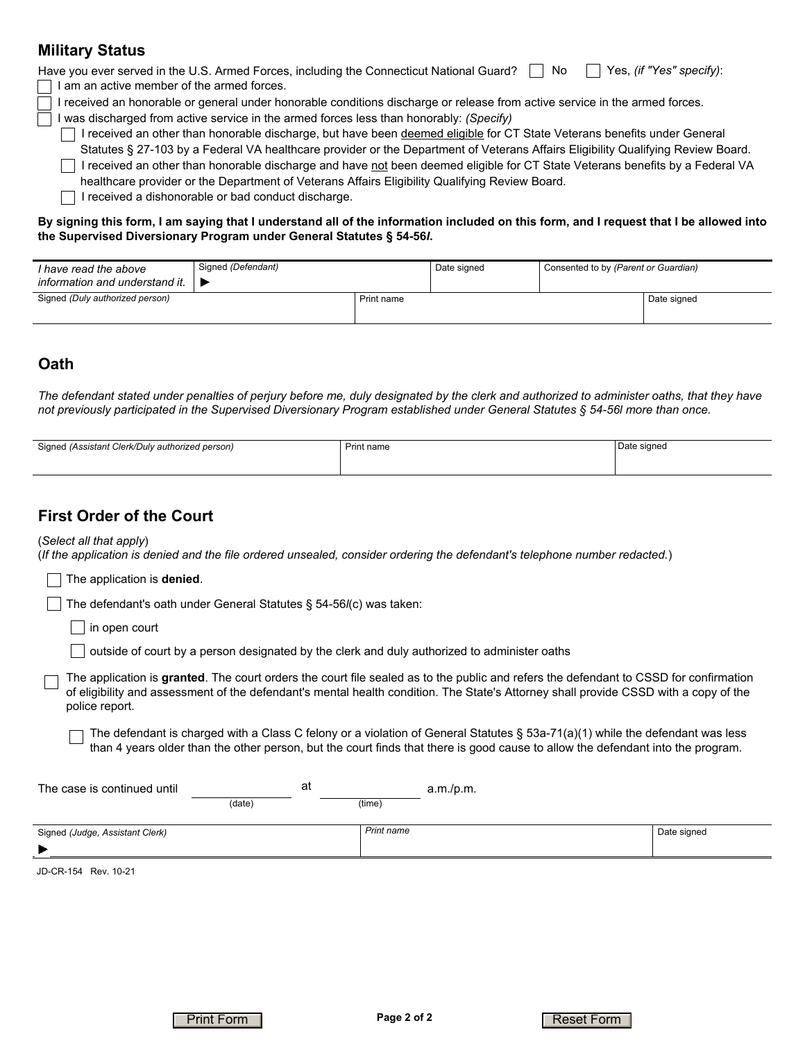## Military Status

Have you ever served in the U.S. Armed Forces, including the Connecticut National Guard? ☐ No ☐ Yes, *(if "Yes" specify)*:

☐ I am an active member of the armed forces.

☐ I received an honorable or general under honorable conditions discharge or release from active service in the armed forces.

☐ I was discharged from active service in the armed forces less than honorably: *(Specify)*

- ☐ I received an other than honorable discharge, but have been deemed eligible for CT State Veterans benefits under General Statutes § 27-103 by a Federal VA healthcare provider or the Department of Veterans Affairs Eligibility Qualifying Review Board.
- ☐ I received an other than honorable discharge and have not been deemed eligible for CT State Veterans benefits by a Federal VA healthcare provider or the Department of Veterans Affairs Eligibility Qualifying Review Board.
- ☐ I received a dishonorable or bad conduct discharge.

**By signing this form, I am saying that I understand all of the information included on this form, and I request that I be allowed into the Supervised Diversionary Program under General Statutes § 54-56*l*.**

| *I have read the above information and understand it.* | Signed *(Defendant)* ▶ | Date signed | Consented to by *(Parent or Guardian)* |
|---|---|---|---|
| Signed *(Duly authorized person)* | Print name | Date signed | |

## Oath

*The defendant stated under penalties of perjury before me, duly designated by the clerk and authorized to administer oaths, that they have not previously participated in the Supervised Diversionary Program established under General Statutes § 54-56l more than once.*

| Signed *(Assistant Clerk/Duly authorized person)* | Print name | Date signed |
|---|---|---|
| | | |

## First Order of the Court

(*Select all that apply*)
(*If the application is denied and the file ordered unsealed, consider ordering the defendant's telephone number redacted.*)

☐ The application is **denied**.

☐ The defendant's oath under General Statutes § 54-56*l*(c) was taken:

- ☐ in open court
- ☐ outside of court by a person designated by the clerk and duly authorized to administer oaths

☐ The application is **granted**. The court orders the court file sealed as to the public and refers the defendant to CSSD for confirmation of eligibility and assessment of the defendant's mental health condition. The State's Attorney shall provide CSSD with a copy of the police report.

- ☐ The defendant is charged with a Class C felony or a violation of General Statutes § 53a-71(a)(1) while the defendant was less than 4 years older than the other person, but the court finds that there is good cause to allow the defendant into the program.

The case is continued until ______________ (date) at ______________ (time) a.m./p.m.

| Signed *(Judge, Assistant Clerk)* ▶ | *Print name* | Date signed |
|---|---|---|
| | | |

JD-CR-154 Rev. 10-21